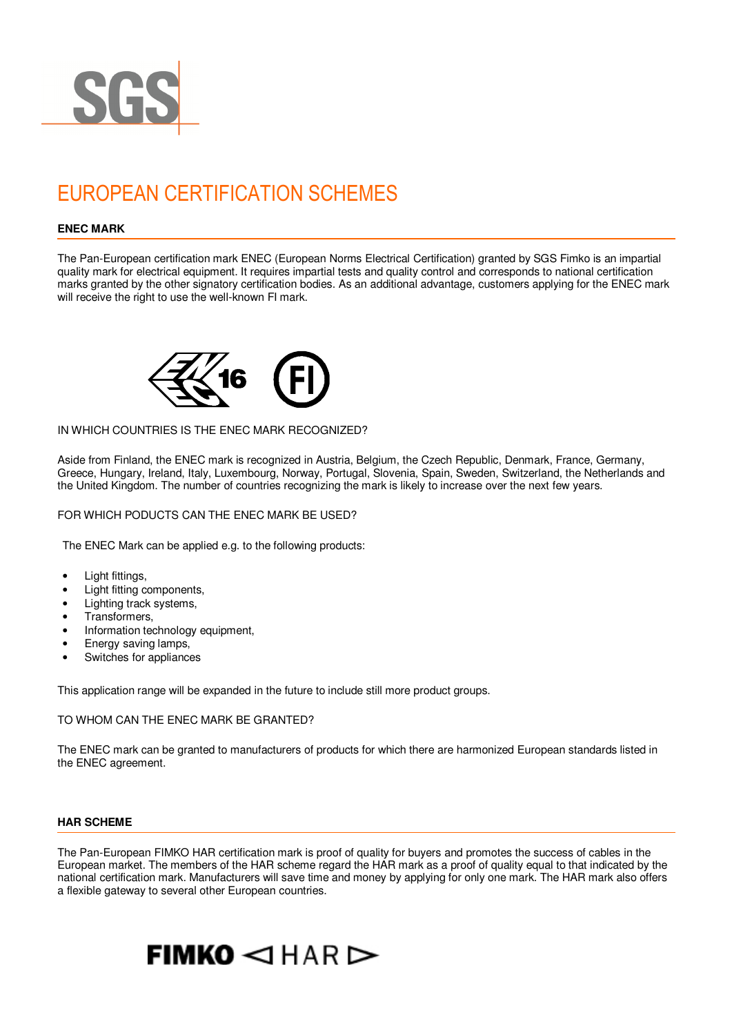# EUROPEAN CERTIFICATION SCHEMES

## ENEC MARK

The Pan-European certification mark ENEC (European Norms Electrical Certification) granted by SGS Fimko is an impartial quality mark for electrical equipment. It requires impartial tests and quality control and corresponds to national certification marks granted by the other signatory certification bodies. As an additional advantage, customers applying for the ENEC mark will receive the right to use the well-known FI mark.

IN WHICH COUNTRIES IS THE ENEC MARK RECOGNIZED?

Aside from Finland, the ENEC mark is recognized in Austria, Belgium, the Czech Republic, Denmark, France, Germany, Greece, Hungary, Ireland, Italy, Luxembourg, Norway, Portugal, Slovenia, Spain, Sweden, Switzerland, the Netherlands and the United Kingdom. The number of countries recognizing the mark is likely to increase over the next few years.

FOR WHICH PODUCTS CAN THE ENEC MARK BE USED?

The ENEC Mark can be applied e.g. to the following products:

- Light fittings,
- Light fitting components,
- Lighting track systems,
- Transformers,
- Information technology equipment,
- Energy saving lamps,
- Switches for appliances

This application range will be expanded in the future to include still more product groups.

TO WHOM CAN THE ENEC MARK BE GRANTED?

The ENEC mark can be granted to manufacturers of products for which there are harmonized European standards listed in the ENEC agreement.

## HAR SCHEME

The Pan-European FIMKO HAR certification mark is proof of quality for buyers and promotes the success of cables in the European market. The members of the HAR scheme regard the HAR mark as a proof of quality equal to that indicated by the national certification mark. Manufacturers will save time and money by applying for only one mark. The HAR mark also offers a flexible gateway to several other European countries.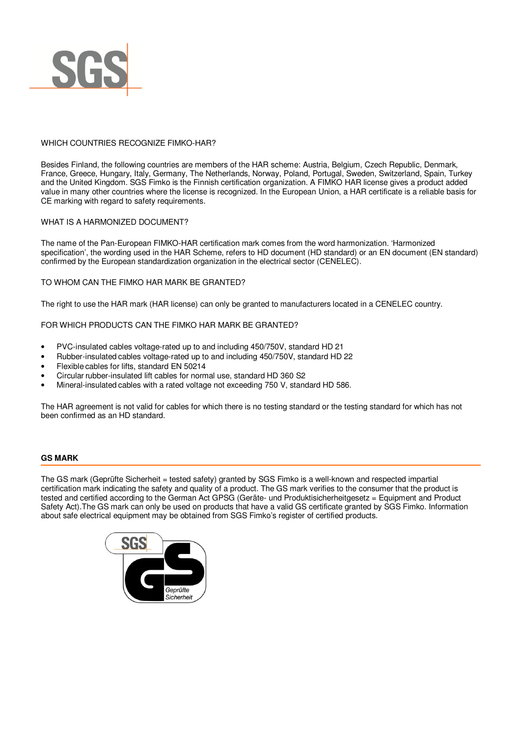WHICH COUNTRIES RECOGNIZE FIMKO-HAR?

Besides Finland, the following countries are members of the HAR scheme: Austria, Belgium, Czech Republic, Denmark, France, Greece, Hungary, Italy, Germany, The Netherlands, Norway, Poland, Portugal, Sweden, Switzerland, Spain, Turkey and the United Kingdom. SGS Fimko is the Finnish certification organization. A FIMKO HAR license gives a product added value in many other countries where the license is recognized. In the European Union, a HAR certificate is a reliable basis for CE marking with regard to safety requirements.

WHAT IS A HARMONIZED DOCUMENT?

The name of the Pan-European FIMKO-HAR certification mark comes from the word harmonization. 'Harmonized specification', the wording used in the HAR Scheme, refers to HD document (HD standard) or an EN document (EN standard) confirmed by the European standardization organization in the electrical sector (CENELEC).

TO WHOM CAN THE FIMKO HAR MARK BE GRANTED?

The right to use the HAR mark (HAR license) can only be granted to manufacturers located in a CENELEC country.

FOR WHICH PRODUCTS CAN THE FIMKO HAR MARK BE GRANTED?

- PVC-insulated cables voltage-rated up to and including 450/750V, standard HD 21
- Rubber-insulated cables voltage-rated up to and including 450/750V, standard HD 22
- Flexible cables for lifts, standard EN 50214
- Circular rubber-insulated lift cables for normal use, standard HD 360 S2
- Mineral-insulated cables with a rated voltage not exceeding 750 V, standard HD 586.

The HAR agreement is not valid for cables for which there is no testing standard or the testing standard for which has not been confirmed as an HD standard.

## GS MARK

The GS mark (Geprüfte Sicherheit = tested safety) granted by SGS Fimko is a well-known and respected impartial certification mark indicating the safety and quality of a product. The GS mark verifies to the consumer that the product is tested and certified according to the German Act GPSG (Geräte- und Produktisicherheitgesetz = Equipment and Product Safety Act).The GS mark can only be used on products that have a valid GS certificate granted by SGS Fimko. Information about safe electrical equipment may be obtained from SGS Fimko's register of certified products.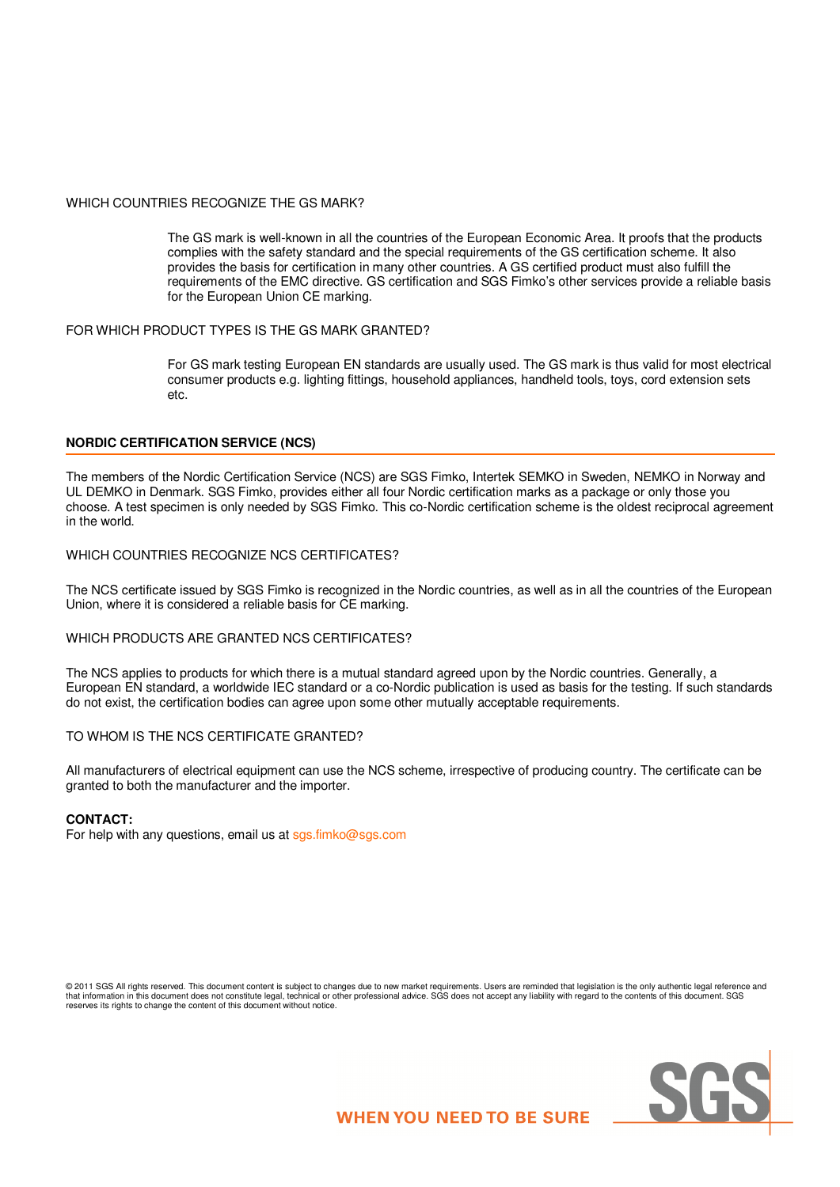WHICH COUNTRIES RECOGNIZE THE GS MARK?

The GS mark is well-known in all the countries of the European Economic Area. It proofs that the products complies with the safety standard and the special requirements of the GS certification scheme. It also provides the basis for certification in many other countries. A GS certified product must also fulfill the requirements of the EMC directive. GS certification and SGS Fimko's other services provide a reliable basis for the European Union CE marking.

FOR WHICH PRODUCT TYPES IS THE GS MARK GRANTED?

For GS mark testing European EN standards are usually used. The GS mark is thus valid for most electrical consumer products e.g. lighting fittings, household appliances, handheld tools, toys, cord extension sets etc.

## NORDIC CERTIFICATION SERVICE (NCS)

The members of the Nordic Certification Service (NCS) are SGS Fimko, Intertek SEMKO in Sweden, NEMKO in Norway and UL DEMKO in Denmark. SGS Fimko, provides either all four Nordic certification marks as a package or only those you choose. A test specimen is only needed by SGS Fimko. This co-Nordic certification scheme is the oldest reciprocal agreement in the world.

WHICH COUNTRIES RECOGNIZE NCS CERTIFICATES?

The NCS certificate issued by SGS Fimko is recognized in the Nordic countries, as well as in all the countries of the European Union, where it is considered a reliable basis for CE marking.

WHICH PRODUCTS ARE GRANTED NCS CERTIFICATES?

The NCS applies to products for which there is a mutual standard agreed upon by the Nordic countries. Generally, a European EN standard, a worldwide IEC standard or a co-Nordic publication is used as basis for the testing. If such standards do not exist, the certification bodies can agree upon some other mutually acceptable requirements.

TO WHOM IS THE NCS CERTIFICATE GRANTED?

All manufacturers of electrical equipment can use the NCS scheme, irrespective of producing country. The certificate can be granted to both the manufacturer and the importer.

**CONTACT:**
For help with any questions, email us at sgs.fimko@sgs.com

© 2011 SGS All rights reserved. This document content is subject to changes due to new market requirements. Users are reminded that legislation is the only authentic legal reference and that information in this document does not constitute legal, technical or other professional advice. SGS does not accept any liability with regard to the contents of this document. SGS reserves its rights to change the content of this document without notice.

WHEN YOU NEED TO BE SURE

SGS